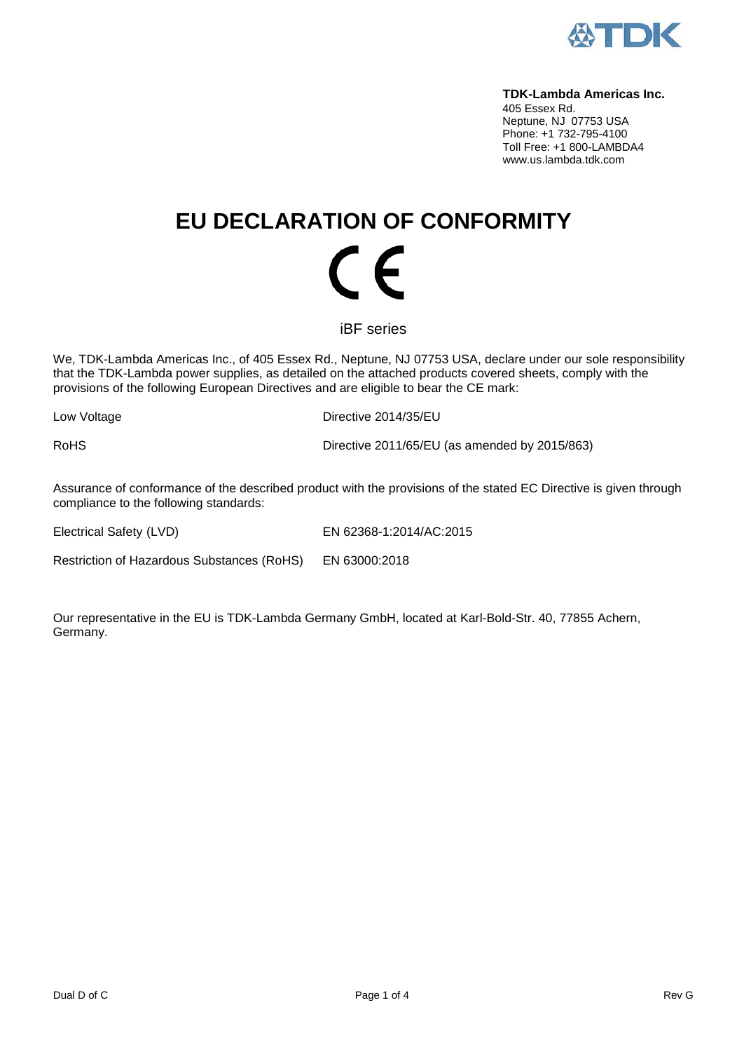**TDK-Lambda Americas Inc.**
405 Essex Rd.
Neptune, NJ 07753 USA
Phone: +1 732-795-4100
Toll Free: +1 800-LAMBDA4
www.us.lambda.tdk.com

# EU DECLARATION OF CONFORMITY

CE

iBF series

We, TDK-Lambda Americas Inc., of 405 Essex Rd., Neptune, NJ 07753 USA, declare under our sole responsibility that the TDK-Lambda power supplies, as detailed on the attached products covered sheets, comply with the provisions of the following European Directives and are eligible to bear the CE mark:

| | |
|---|---|
| Low Voltage | Directive 2014/35/EU |
| RoHS | Directive 2011/65/EU (as amended by 2015/863) |

Assurance of conformance of the described product with the provisions of the stated EC Directive is given through compliance to the following standards:

| | |
|---|---|
| Electrical Safety (LVD) | EN 62368-1:2014/AC:2015 |
| Restriction of Hazardous Substances (RoHS) | EN 63000:2018 |

Our representative in the EU is TDK-Lambda Germany GmbH, located at Karl-Bold-Str. 40, 77855 Achern, Germany.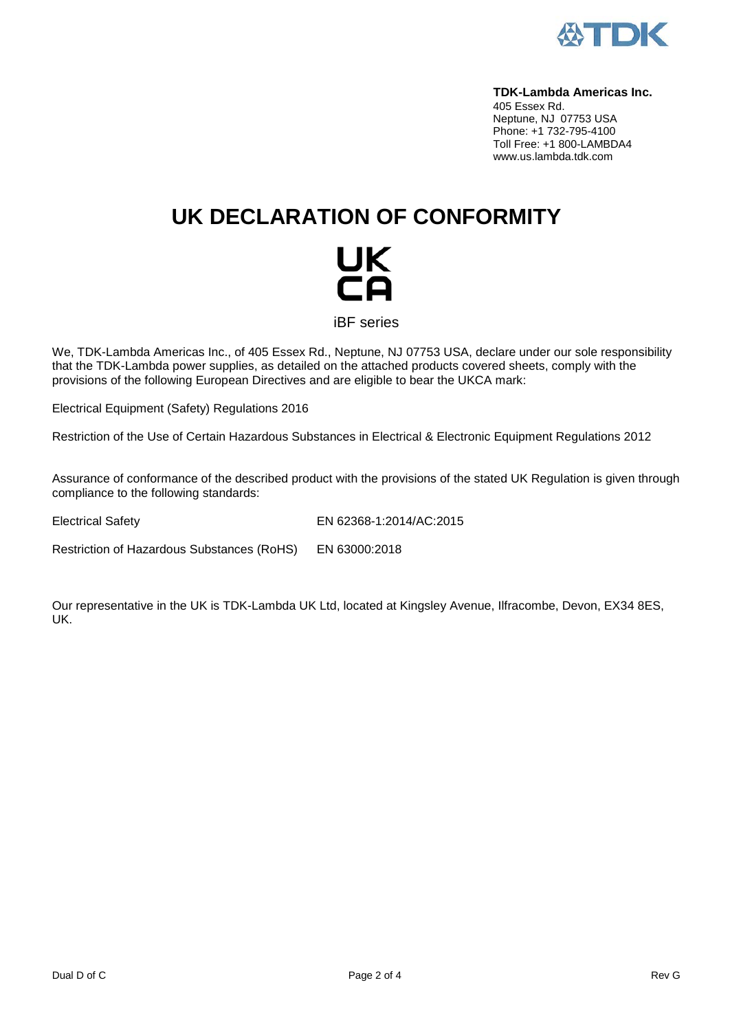**TDK-Lambda Americas Inc.**
405 Essex Rd.
Neptune, NJ 07753 USA
Phone: +1 732-795-4100
Toll Free: +1 800-LAMBDA4
www.us.lambda.tdk.com

# UK DECLARATION OF CONFORMITY

UK
CA

iBF series

We, TDK-Lambda Americas Inc., of 405 Essex Rd., Neptune, NJ 07753 USA, declare under our sole responsibility that the TDK-Lambda power supplies, as detailed on the attached products covered sheets, comply with the provisions of the following European Directives and are eligible to bear the UKCA mark:

Electrical Equipment (Safety) Regulations 2016

Restriction of the Use of Certain Hazardous Substances in Electrical & Electronic Equipment Regulations 2012

Assurance of conformance of the described product with the provisions of the stated UK Regulation is given through compliance to the following standards:

| | |
|---|---|
| Electrical Safety | EN 62368-1:2014/AC:2015 |
| Restriction of Hazardous Substances (RoHS) | EN 63000:2018 |

Our representative in the UK is TDK-Lambda UK Ltd, located at Kingsley Avenue, Ilfracombe, Devon, EX34 8ES, UK.

Dual D of C　　　　Rev G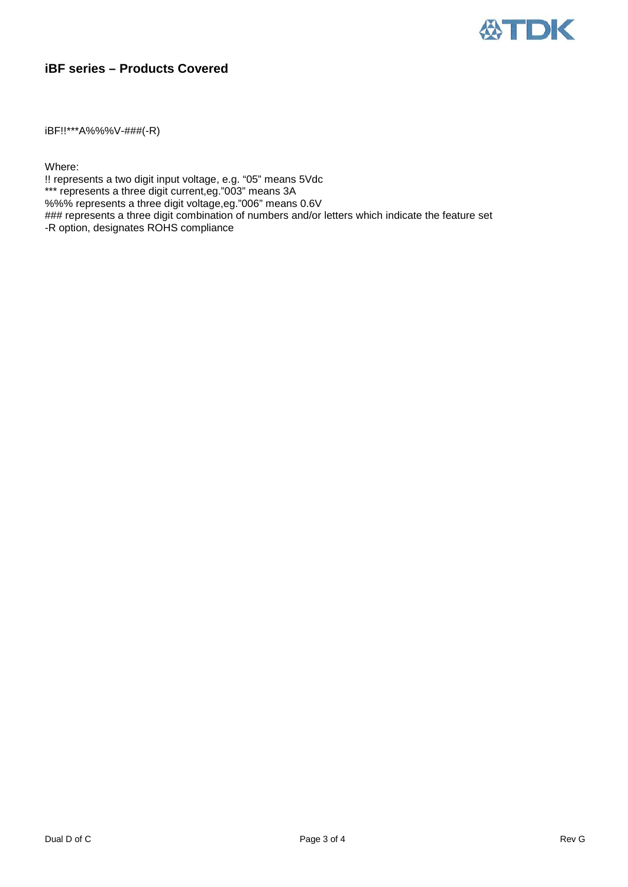## iBF series – Products Covered

iBF!!***A%%%V-###(-R)

Where:
!! represents a two digit input voltage, e.g. "05" means 5Vdc
*** represents a three digit current,eg."003" means 3A
%%% represents a three digit voltage,eg."006" means 0.6V
### represents a three digit combination of numbers and/or letters which indicate the feature set
-R option, designates ROHS compliance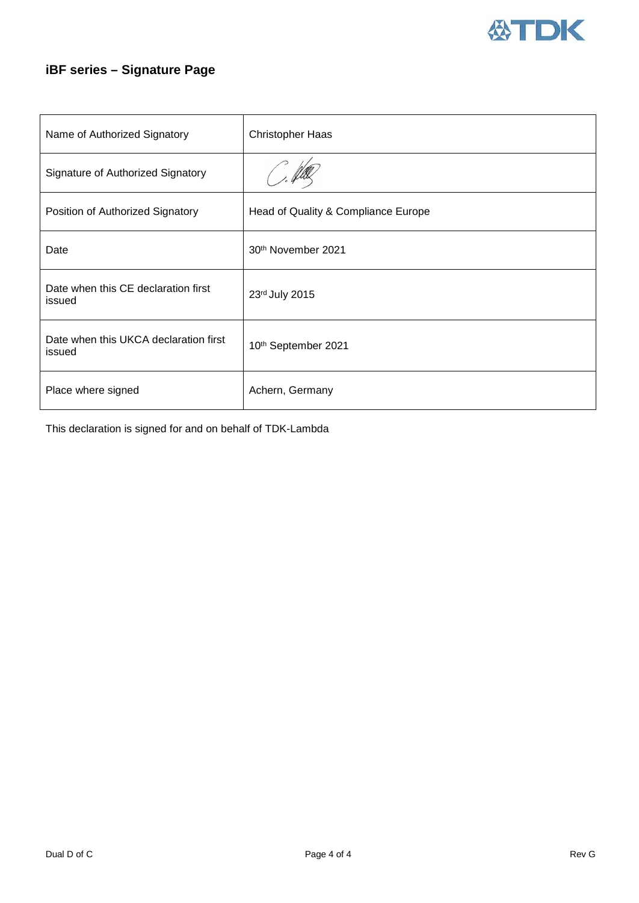## iBF series – Signature Page

| | |
|---|---|
| Name of Authorized Signatory | Christopher Haas |
| Signature of Authorized Signatory | |
| Position of Authorized Signatory | Head of Quality & Compliance Europe |
| Date | 30th November 2021 |
| Date when this CE declaration first issued | 23rd July 2015 |
| Date when this UKCA declaration first issued | 10th September 2021 |
| Place where signed | Achern, Germany |

This declaration is signed for and on behalf of TDK-Lambda